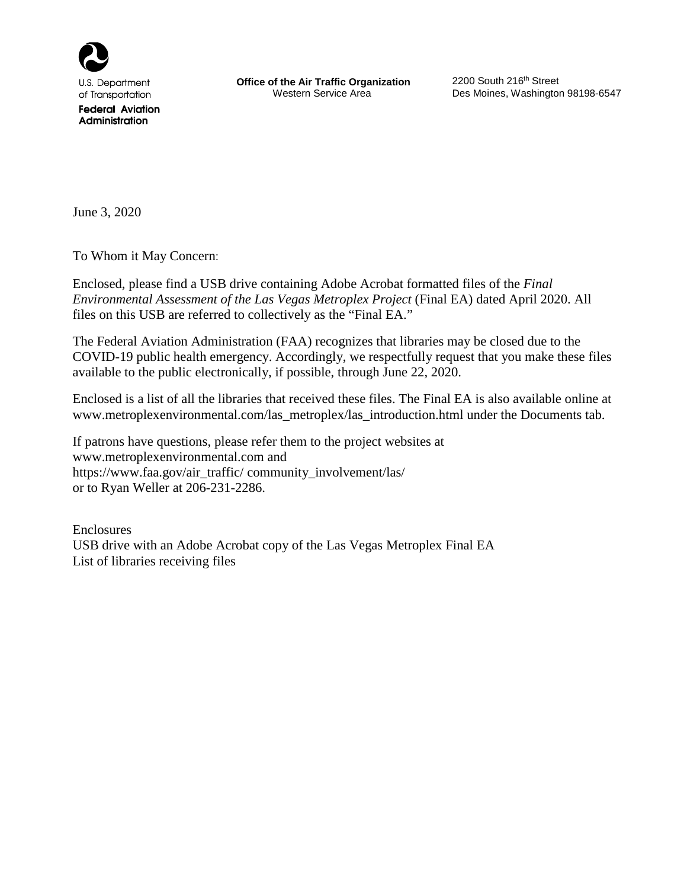U.S. Department
of Transportation

**Federal Aviation Administration**

**Office of the Air Traffic Organization**
Western Service Area

2200 South 216th Street
Des Moines, Washington 98198-6547

June 3, 2020

To Whom it May Concern:

Enclosed, please find a USB drive containing Adobe Acrobat formatted files of the *Final Environmental Assessment of the Las Vegas Metroplex Project* (Final EA) dated April 2020. All files on this USB are referred to collectively as the "Final EA."

The Federal Aviation Administration (FAA) recognizes that libraries may be closed due to the COVID-19 public health emergency. Accordingly, we respectfully request that you make these files available to the public electronically, if possible, through June 22, 2020.

Enclosed is a list of all the libraries that received these files. The Final EA is also available online at www.metroplexenvironmental.com/las_metroplex/las_introduction.html under the Documents tab.

If patrons have questions, please refer them to the project websites at
www.metroplexenvironmental.com and
https://www.faa.gov/air_traffic/ community_involvement/las/
or to Ryan Weller at 206-231-2286.

Enclosures
USB drive with an Adobe Acrobat copy of the Las Vegas Metroplex Final EA
List of libraries receiving files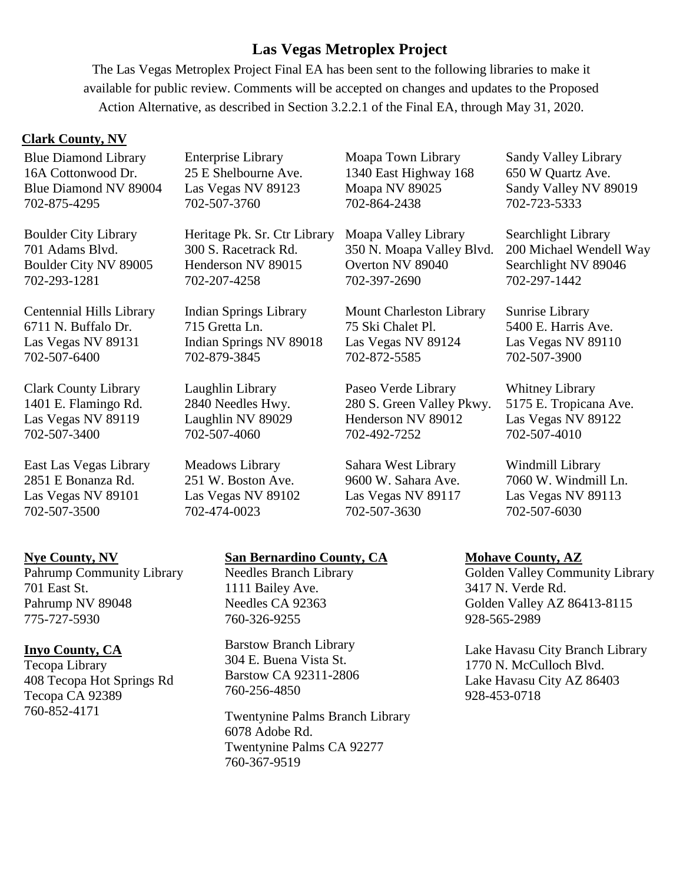# Las Vegas Metroplex Project

The Las Vegas Metroplex Project Final EA has been sent to the following libraries to make it available for public review. Comments will be accepted on changes and updates to the Proposed Action Alternative, as described in Section 3.2.2.1 of the Final EA, through May 31, 2020.

## Clark County, NV

Blue Diamond Library
16A Cottonwood Dr.
Blue Diamond NV 89004
702-875-4295

Boulder City Library
701 Adams Blvd.
Boulder City NV 89005
702-293-1281

Centennial Hills Library
6711 N. Buffalo Dr.
Las Vegas NV 89131
702-507-6400

Clark County Library
1401 E. Flamingo Rd.
Las Vegas NV 89119
702-507-3400

East Las Vegas Library
2851 E Bonanza Rd.
Las Vegas NV 89101
702-507-3500

Enterprise Library
25 E Shelbourne Ave.
Las Vegas NV 89123
702-507-3760

Heritage Pk. Sr. Ctr Library
300 S. Racetrack Rd.
Henderson NV 89015
702-207-4258

Indian Springs Library
715 Gretta Ln.
Indian Springs NV 89018
702-879-3845

Laughlin Library
2840 Needles Hwy.
Laughlin NV 89029
702-507-4060

Meadows Library
251 W. Boston Ave.
Las Vegas NV 89102
702-474-0023

Moapa Town Library
1340 East Highway 168
Moapa NV 89025
702-864-2438

Moapa Valley Library
350 N. Moapa Valley Blvd.
Overton NV 89040
702-397-2690

Mount Charleston Library
75 Ski Chalet Pl.
Las Vegas NV 89124
702-872-5585

Paseo Verde Library
280 S. Green Valley Pkwy.
Henderson NV 89012
702-492-7252

Sahara West Library
9600 W. Sahara Ave.
Las Vegas NV 89117
702-507-3630

Sandy Valley Library
650 W Quartz Ave.
Sandy Valley NV 89019
702-723-5333

Searchlight Library
200 Michael Wendell Way
Searchlight NV 89046
702-297-1442

Sunrise Library
5400 E. Harris Ave.
Las Vegas NV 89110
702-507-3900

Whitney Library
5175 E. Tropicana Ave.
Las Vegas NV 89122
702-507-4010

Windmill Library
7060 W. Windmill Ln.
Las Vegas NV 89113
702-507-6030

## Nye County, NV

Pahrump Community Library
701 East St.
Pahrump NV 89048
775-727-5930

## Inyo County, CA

Tecopa Library
408 Tecopa Hot Springs Rd
Tecopa CA 92389
760-852-4171

## San Bernardino County, CA

Needles Branch Library
1111 Bailey Ave.
Needles CA 92363
760-326-9255

Barstow Branch Library
304 E. Buena Vista St.
Barstow CA 92311-2806
760-256-4850

Twentynine Palms Branch Library
6078 Adobe Rd.
Twentynine Palms CA 92277
760-367-9519

## Mohave County, AZ

Golden Valley Community Library
3417 N. Verde Rd.
Golden Valley AZ 86413-8115
928-565-2989

Lake Havasu City Branch Library
1770 N. McCulloch Blvd.
Lake Havasu City AZ 86403
928-453-0718